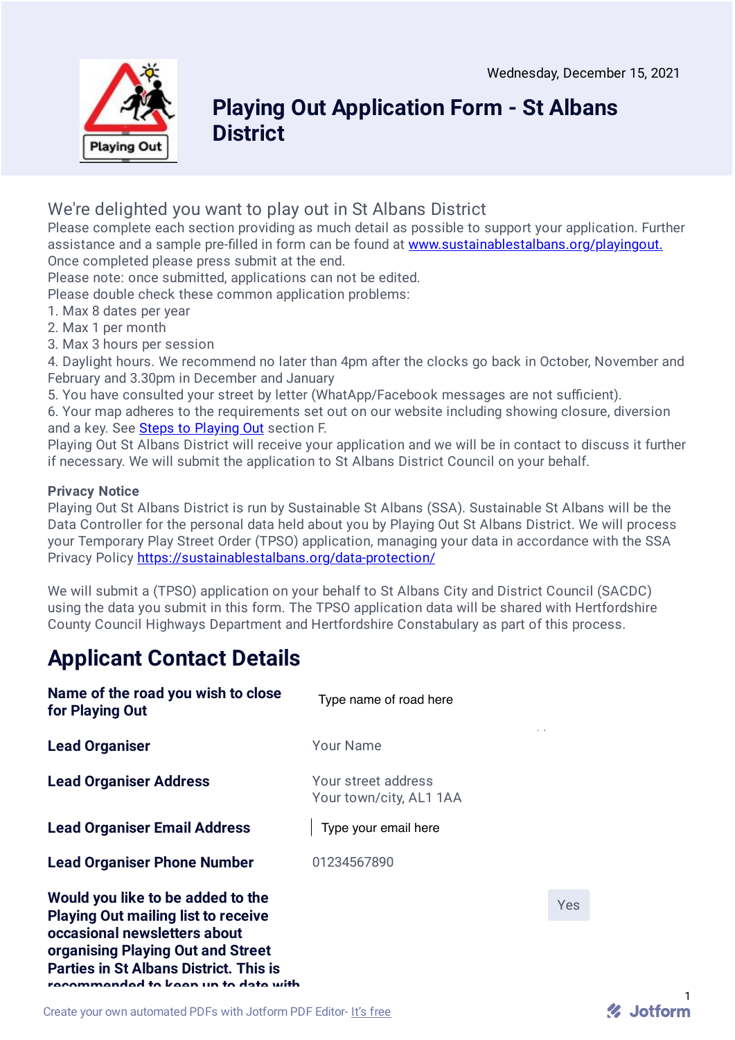Wednesday, December 15, 2021

# Playing Out Application Form - St Albans District

## We're delighted you want to play out in St Albans District

Please complete each section providing as much detail as possible to support your application. Further assistance and a sample pre-filled in form can be found at [www.sustainablestalbans.org/playingout.](www.sustainablestalbans.org/playingout.)
Once completed please press submit at the end.
Please note: once submitted, applications can not be edited.
Please double check these common application problems:
1. Max 8 dates per year
2. Max 1 per month
3. Max 3 hours per session
4. Daylight hours. We recommend no later than 4pm after the clocks go back in October, November and February and 3.30pm in December and January
5. You have consulted your street by letter (WhatApp/Facebook messages are not sufficient).
6. Your map adheres to the requirements set out on our website including showing closure, diversion and a key. See Steps to Playing Out section F.

Playing Out St Albans District will receive your application and we will be in contact to discuss it further if necessary. We will submit the application to St Albans District Council on your behalf.

**Privacy Notice**
Playing Out St Albans District is run by Sustainable St Albans (SSA). Sustainable St Albans will be the Data Controller for the personal data held about you by Playing Out St Albans District. We will process your Temporary Play Street Order (TPSO) application, managing your data in accordance with the SSA Privacy Policy <https://sustainablestalbans.org/data-protection/>

We will submit a (TPSO) application on your behalf to St Albans City and District Council (SACDC) using the data you submit in this form. The TPSO application data will be shared with Hertfordshire County Council Highways Department and Hertfordshire Constabulary as part of this process.

# Applicant Contact Details

| | |
|---|---|
| **Name of the road you wish to close for Playing Out** | Type name of road here |
| **Lead Organiser** | Your Name |
| **Lead Organiser Address** | Your street address<br>Your town/city, AL1 1AA |
| **Lead Organiser Email Address** | Type your email here |
| **Lead Organiser Phone Number** | 01234567890 |
| **Would you like to be added to the Playing Out mailing list to receive occasional newsletters about organising Playing Out and Street Parties in St Albans District. This is recommended to keep up to date with** | Yes |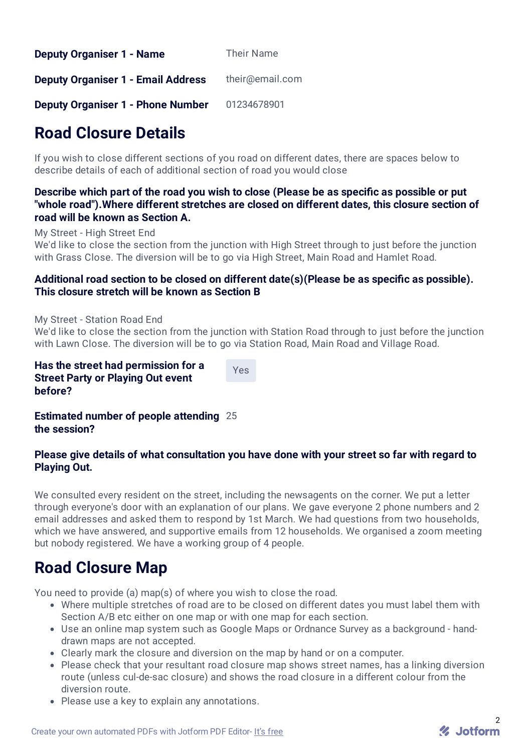**Deputy Organiser 1 - Name** Their Name

**Deputy Organiser 1 - Email Address** their@email.com

**Deputy Organiser 1 - Phone Number** 01234678901

## Road Closure Details

If you wish to close different sections of you road on different dates, there are spaces below to describe details of each of additional section of road you would close

**Describe which part of the road you wish to close (Please be as specific as possible or put "whole road").Where different stretches are closed on different dates, this closure section of road will be known as Section A.**

My Street - High Street End
We'd like to close the section from the junction with High Street through to just before the junction with Grass Close. The diversion will be to go via High Street, Main Road and Hamlet Road.

**Additional road section to be closed on different date(s)(Please be as specific as possible). This closure stretch will be known as Section B**

My Street - Station Road End
We'd like to close the section from the junction with Station Road through to just before the junction with Lawn Close. The diversion will be to go via Station Road, Main Road and Village Road.

**Has the street had permission for a Street Party or Playing Out event before?** Yes

**Estimated number of people attending the session?** 25

**Please give details of what consultation you have done with your street so far with regard to Playing Out.**

We consulted every resident on the street, including the newsagents on the corner. We put a letter through everyone's door with an explanation of our plans. We gave everyone 2 phone numbers and 2 email addresses and asked them to respond by 1st March. We had questions from two households, which we have answered, and supportive emails from 12 households. We organised a zoom meeting but nobody registered. We have a working group of 4 people.

## Road Closure Map

You need to provide (a) map(s) of where you wish to close the road.

- Where multiple stretches of road are to be closed on different dates you must label them with Section A/B etc either on one map or with one map for each section.
- Use an online map system such as Google Maps or Ordnance Survey as a background - hand-drawn maps are not accepted.
- Clearly mark the closure and diversion on the map by hand or on a computer.
- Please check that your resultant road closure map shows street names, has a linking diversion route (unless cul-de-sac closure) and shows the road closure in a different colour from the diversion route.
- Please use a key to explain any annotations.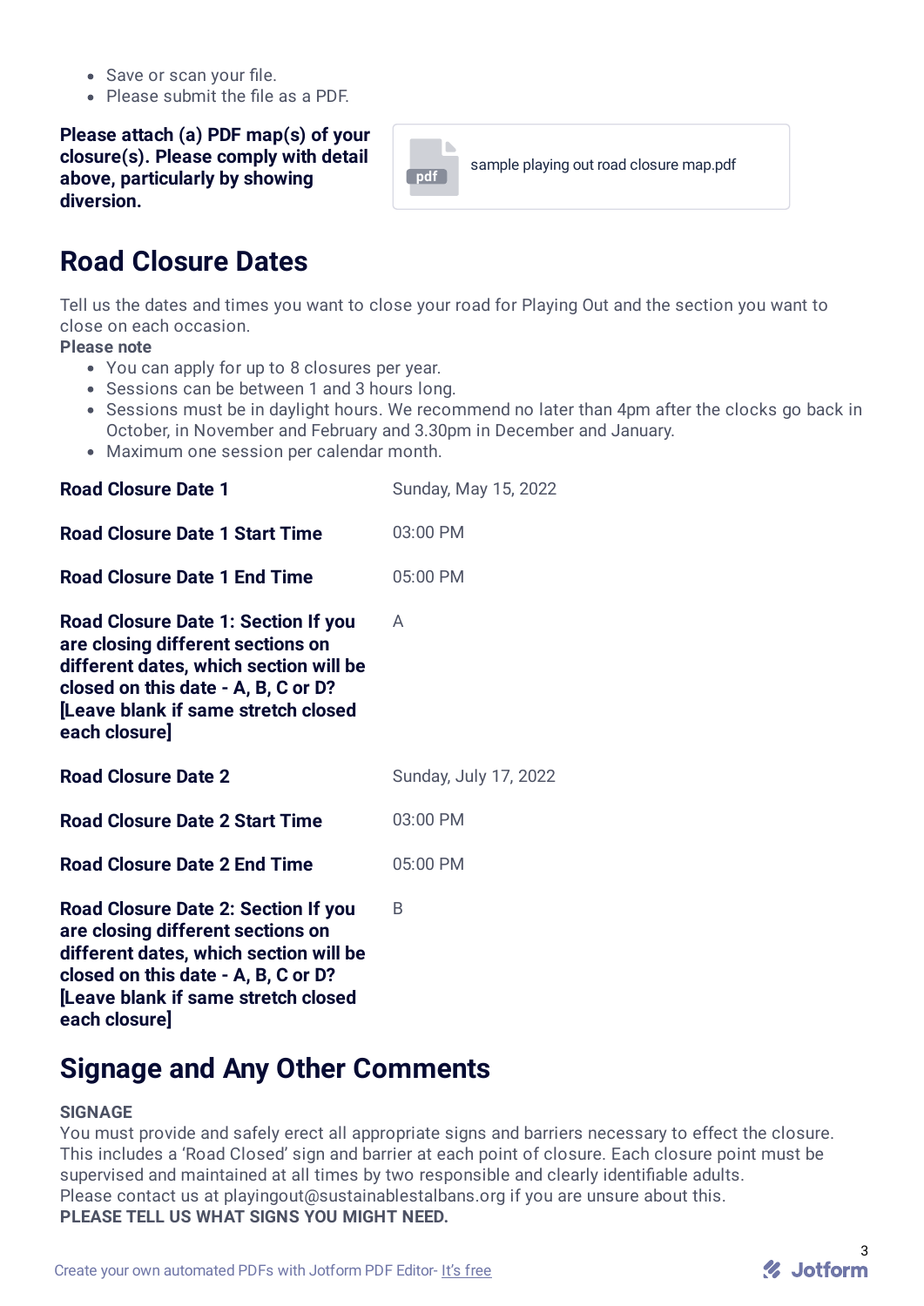- Save or scan your file.
- Please submit the file as a PDF.

| | |
|---|---|
| **Please attach (a) PDF map(s) of your closure(s). Please comply with detail above, particularly by showing diversion.** | pdf sample playing out road closure map.pdf |

## Road Closure Dates

Tell us the dates and times you want to close your road for Playing Out and the section you want to close on each occasion.

**Please note**

- You can apply for up to 8 closures per year.
- Sessions can be between 1 and 3 hours long.
- Sessions must be in daylight hours. We recommend no later than 4pm after the clocks go back in October, in November and February and 3.30pm in December and January.
- Maximum one session per calendar month.

| | |
|---|---|
| **Road Closure Date 1** | Sunday, May 15, 2022 |
| **Road Closure Date 1 Start Time** | 03:00 PM |
| **Road Closure Date 1 End Time** | 05:00 PM |
| **Road Closure Date 1: Section If you are closing different sections on different dates, which section will be closed on this date - A, B, C or D? [Leave blank if same stretch closed each closure]** | A |
| **Road Closure Date 2** | Sunday, July 17, 2022 |
| **Road Closure Date 2 Start Time** | 03:00 PM |
| **Road Closure Date 2 End Time** | 05:00 PM |
| **Road Closure Date 2: Section If you are closing different sections on different dates, which section will be closed on this date - A, B, C or D? [Leave blank if same stretch closed each closure]** | B |

## Signage and Any Other Comments

**SIGNAGE**

You must provide and safely erect all appropriate signs and barriers necessary to effect the closure. This includes a 'Road Closed' sign and barrier at each point of closure. Each closure point must be supervised and maintained at all times by two responsible and clearly identifiable adults.

Please contact us at playingout@sustainablestalbans.org if you are unsure about this.

**PLEASE TELL US WHAT SIGNS YOU MIGHT NEED.**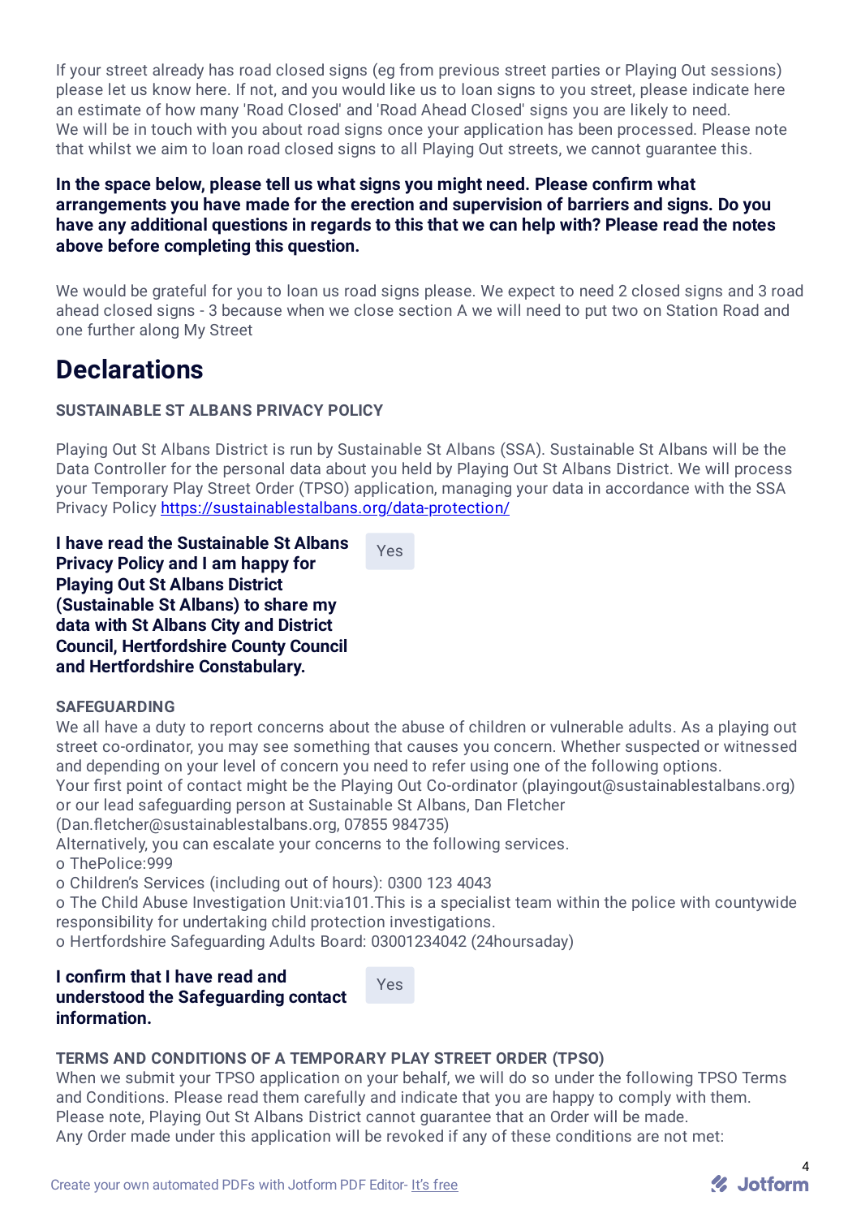If your street already has road closed signs (eg from previous street parties or Playing Out sessions) please let us know here. If not, and you would like us to loan signs to you street, please indicate here an estimate of how many 'Road Closed' and 'Road Ahead Closed' signs you are likely to need.
We will be in touch with you about road signs once your application has been processed. Please note that whilst we aim to loan road closed signs to all Playing Out streets, we cannot guarantee this.

**In the space below, please tell us what signs you might need. Please confirm what arrangements you have made for the erection and supervision of barriers and signs. Do you have any additional questions in regards to this that we can help with? Please read the notes above before completing this question.**

We would be grateful for you to loan us road signs please. We expect to need 2 closed signs and 3 road ahead closed signs - 3 because when we close section A we will need to put two on Station Road and one further along My Street

# Declarations

**SUSTAINABLE ST ALBANS PRIVACY POLICY**

Playing Out St Albans District is run by Sustainable St Albans (SSA). Sustainable St Albans will be the Data Controller for the personal data about you held by Playing Out St Albans District. We will process your Temporary Play Street Order (TPSO) application, managing your data in accordance with the SSA Privacy Policy https://sustainablestalbans.org/data-protection/

| **I have read the Sustainable St Albans Privacy Policy and I am happy for Playing Out St Albans District (Sustainable St Albans) to share my data with St Albans City and District Council, Hertfordshire County Council and Hertfordshire Constabulary.** | Yes |
|---|---|

**SAFEGUARDING**
We all have a duty to report concerns about the abuse of children or vulnerable adults. As a playing out street co-ordinator, you may see something that causes you concern. Whether suspected or witnessed and depending on your level of concern you need to refer using one of the following options.
Your first point of contact might be the Playing Out Co-ordinator (playingout@sustainablestalbans.org) or our lead safeguarding person at Sustainable St Albans, Dan Fletcher (Dan.fletcher@sustainablestalbans.org, 07855 984735)
Alternatively, you can escalate your concerns to the following services.
o ThePolice:999
o Children's Services (including out of hours): 0300 123 4043
o The Child Abuse Investigation Unit:via101.This is a specialist team within the police with countywide responsibility for undertaking child protection investigations.
o Hertfordshire Safeguarding Adults Board: 03001234042 (24hoursaday)

| **I confirm that I have read and understood the Safeguarding contact information.** | Yes |
|---|---|

**TERMS AND CONDITIONS OF A TEMPORARY PLAY STREET ORDER (TPSO)**
When we submit your TPSO application on your behalf, we will do so under the following TPSO Terms and Conditions. Please read them carefully and indicate that you are happy to comply with them.
Please note, Playing Out St Albans District cannot guarantee that an Order will be made.
Any Order made under this application will be revoked if any of these conditions are not met: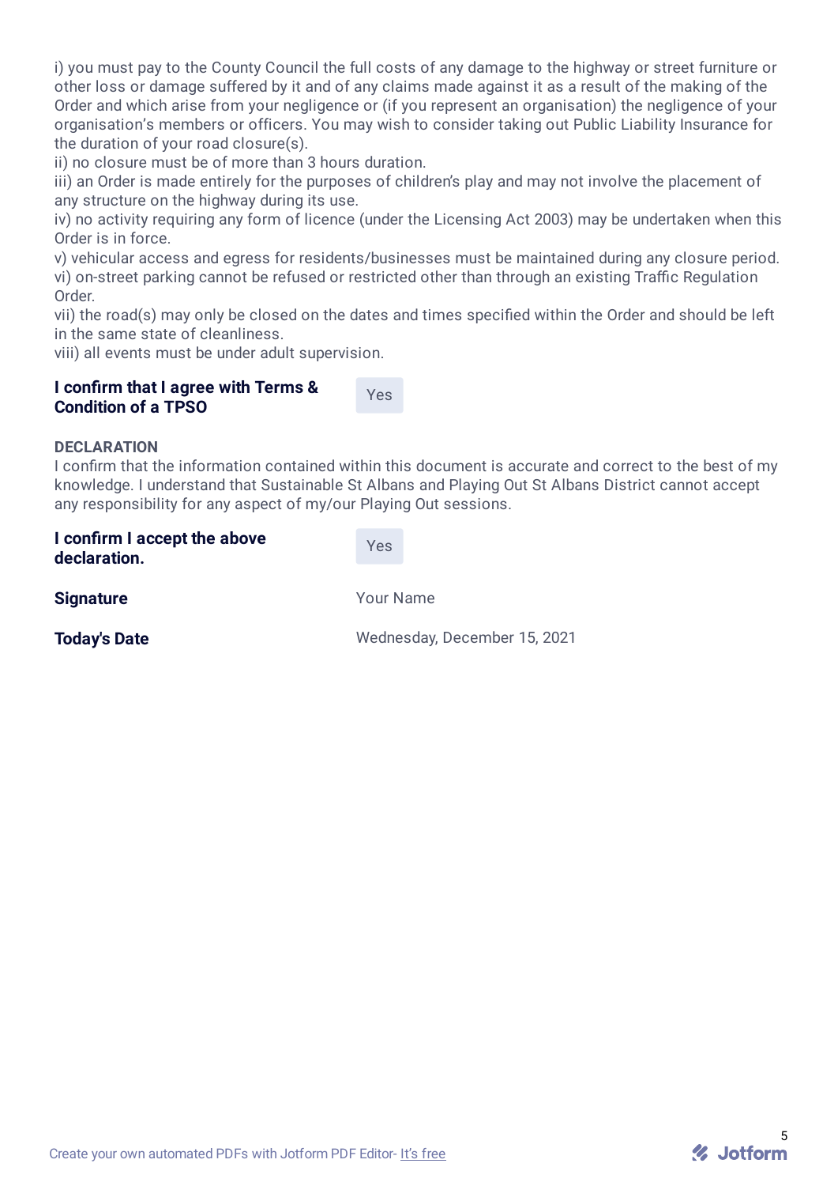i) you must pay to the County Council the full costs of any damage to the highway or street furniture or other loss or damage suffered by it and of any claims made against it as a result of the making of the Order and which arise from your negligence or (if you represent an organisation) the negligence of your organisation's members or officers. You may wish to consider taking out Public Liability Insurance for the duration of your road closure(s).
ii) no closure must be of more than 3 hours duration.
iii) an Order is made entirely for the purposes of children's play and may not involve the placement of any structure on the highway during its use.
iv) no activity requiring any form of licence (under the Licensing Act 2003) may be undertaken when this Order is in force.
v) vehicular access and egress for residents/businesses must be maintained during any closure period.
vi) on-street parking cannot be refused or restricted other than through an existing Traffic Regulation Order.
vii) the road(s) may only be closed on the dates and times specified within the Order and should be left in the same state of cleanliness.
viii) all events must be under adult supervision.

**I confirm that I agree with Terms & Condition of a TPSO** Yes

**DECLARATION**

I confirm that the information contained within this document is accurate and correct to the best of my knowledge. I understand that Sustainable St Albans and Playing Out St Albans District cannot accept any responsibility for any aspect of my/our Playing Out sessions.

**I confirm I accept the above declaration.** Yes

**Signature** Your Name

**Today's Date** Wednesday, December 15, 2021